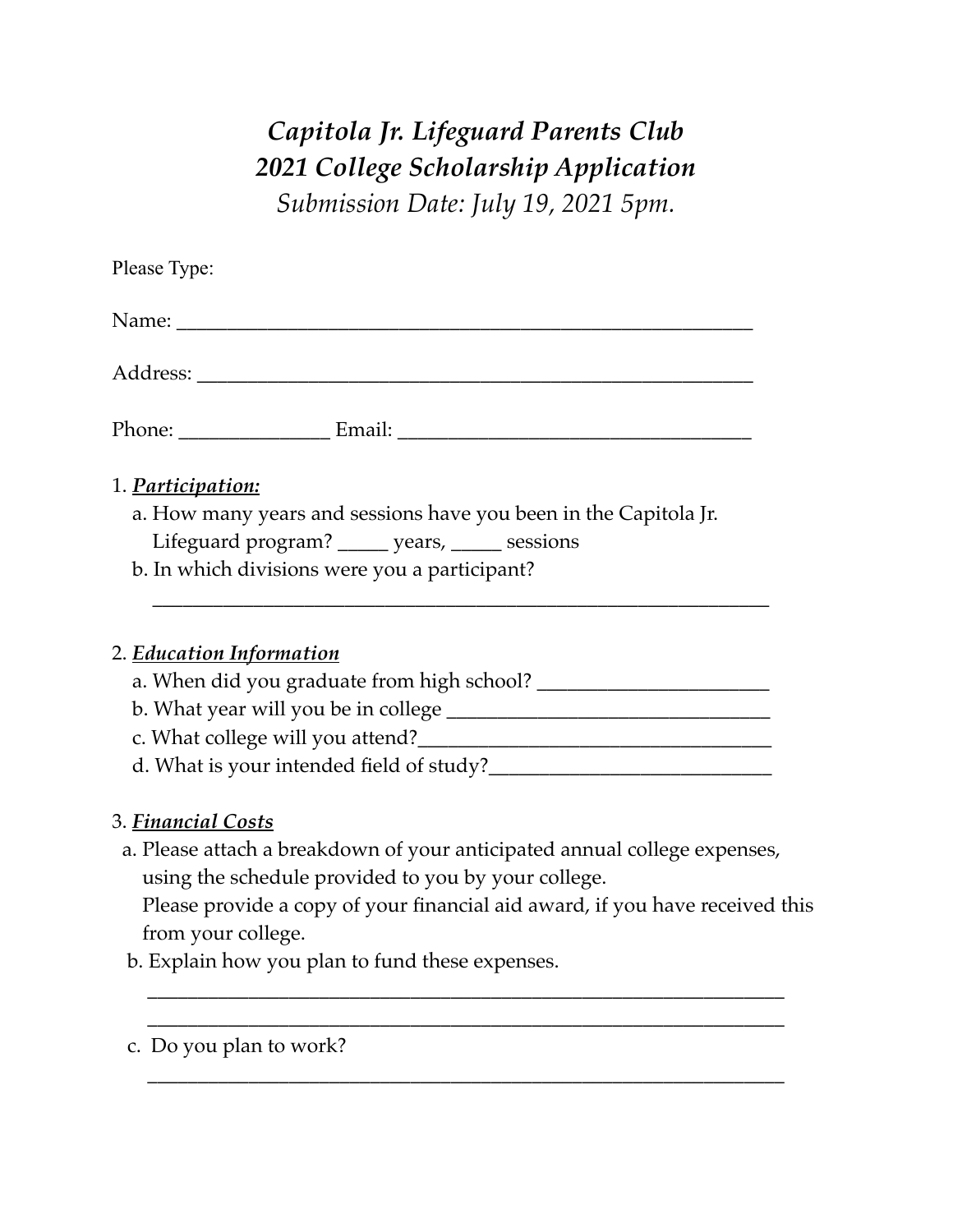# *Capitola Jr. Lifeguard Parents Club*
# *2021 College Scholarship Application*

*Submission Date: July 19, 2021 5pm.*

Please Type:

Name: ___________________________________________________________

Address: _________________________________________________________

Phone: ______________ Email: __________________________________

1. ***Participation:***
   a. How many years and sessions have you been in the Capitola Jr. Lifeguard program? _____ years, _____ sessions
   b. In which divisions were you a participant?
   ______________________________________________________________

2. ***Education Information***
   a. When did you graduate from high school? ______________________
   b. What year will you be in college ______________________________
   c. What college will you attend?__________________________________
   d. What is your intended field of study?__________________________

3. ***Financial Costs***
   a. Please attach a breakdown of your anticipated annual college expenses, using the schedule provided to you by your college.
   Please provide a copy of your financial aid award, if you have received this from your college.
   b. Explain how you plan to fund these expenses.
   ______________________________________________________________
   ______________________________________________________________
   c. Do you plan to work?
   ______________________________________________________________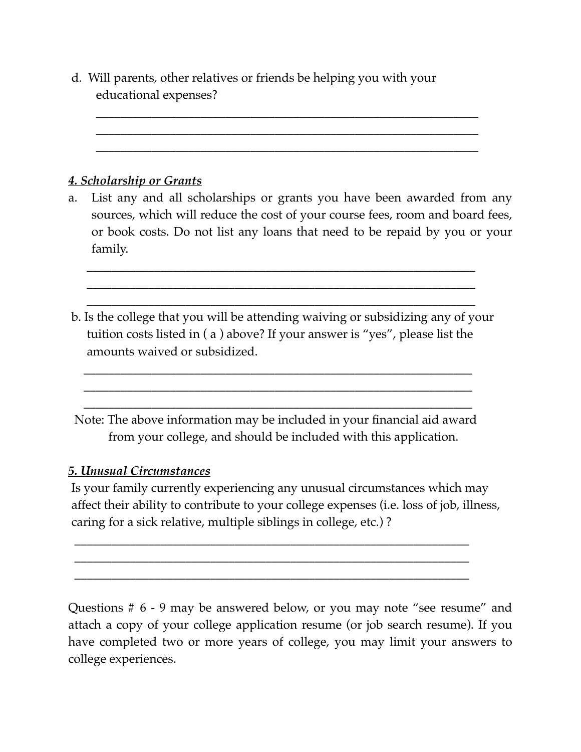d. Will parents, other relatives or friends be helping you with your educational expenses?

_______________________________________________________________

_______________________________________________________________

_______________________________________________________________

***4. Scholarship or Grants***

a. List any and all scholarships or grants you have been awarded from any sources, which will reduce the cost of your course fees, room and board fees, or book costs. Do not list any loans that need to be repaid by you or your family.

_______________________________________________________________

_______________________________________________________________

_______________________________________________________________

b. Is the college that you will be attending waiving or subsidizing any of your tuition costs listed in ( a ) above? If your answer is "yes", please list the amounts waived or subsidized.

_______________________________________________________________

_______________________________________________________________

_______________________________________________________________

Note: The above information may be included in your financial aid award from your college, and should be included with this application.

***5. Unusual Circumstances***

Is your family currently experiencing any unusual circumstances which may affect their ability to contribute to your college expenses (i.e. loss of job, illness, caring for a sick relative, multiple siblings in college, etc.) ?

_______________________________________________________________

_______________________________________________________________

_______________________________________________________________

Questions # 6 - 9 may be answered below, or you may note "see resume" and attach a copy of your college application resume (or job search resume). If you have completed two or more years of college, you may limit your answers to college experiences.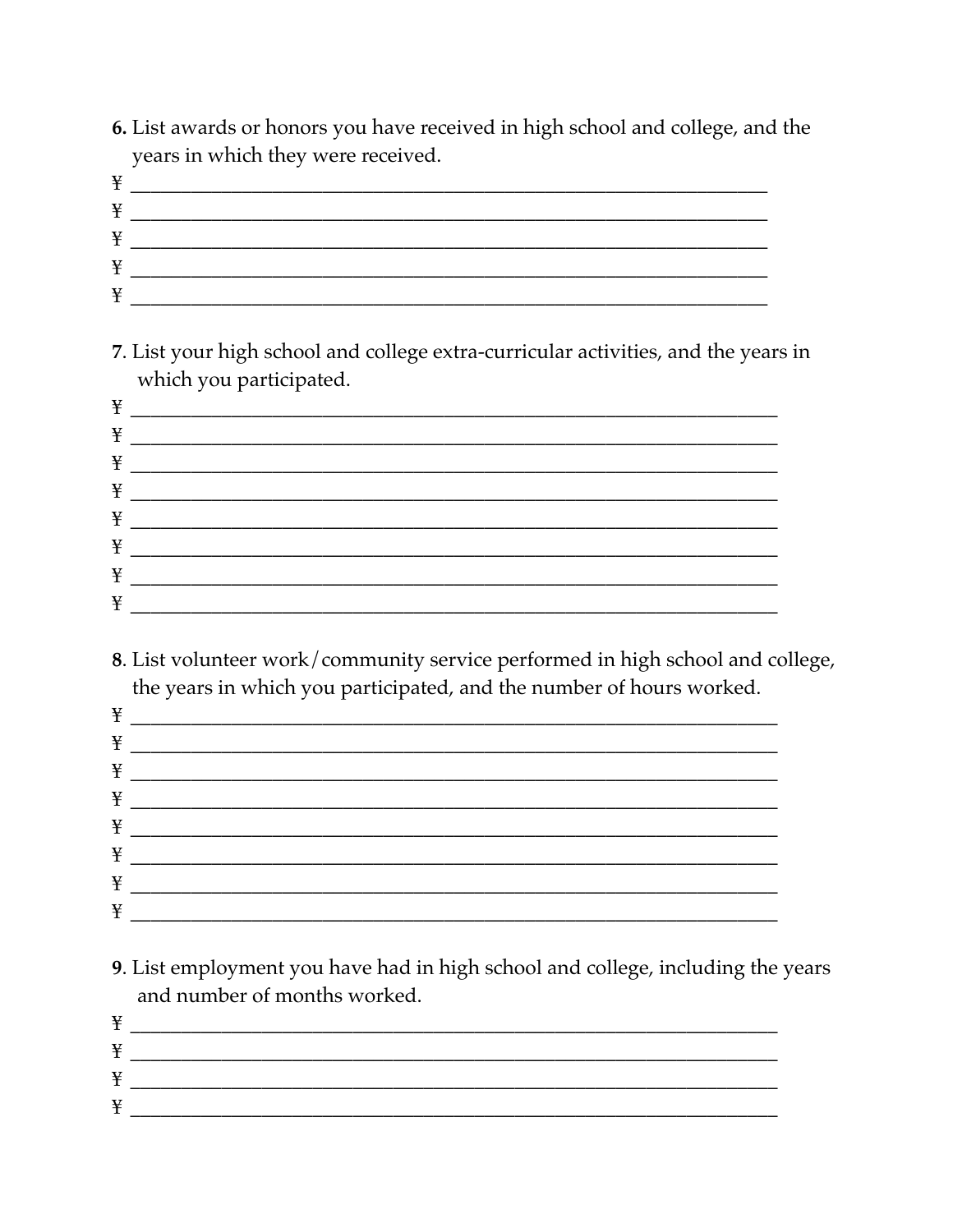6. List awards or honors you have received in high school and college, and the years in which they were received.

¥ ____________________________________________________________________

¥ ____________________________________________________________________

¥ ____________________________________________________________________

¥ ____________________________________________________________________

¥ ____________________________________________________________________

7. List your high school and college extra-curricular activities, and the years in which you participated.

¥ ____________________________________________________________________

¥ ____________________________________________________________________

¥ ____________________________________________________________________

¥ ____________________________________________________________________

¥ ____________________________________________________________________

¥ ____________________________________________________________________

¥ ____________________________________________________________________

¥ ____________________________________________________________________

8. List volunteer work/community service performed in high school and college, the years in which you participated, and the number of hours worked.

¥ ____________________________________________________________________

¥ ____________________________________________________________________

¥ ____________________________________________________________________

¥ ____________________________________________________________________

¥ ____________________________________________________________________

¥ ____________________________________________________________________

¥ ____________________________________________________________________

¥ ____________________________________________________________________

9. List employment you have had in high school and college, including the years and number of months worked.

¥ ____________________________________________________________________

¥ ____________________________________________________________________

¥ ____________________________________________________________________

¥ ____________________________________________________________________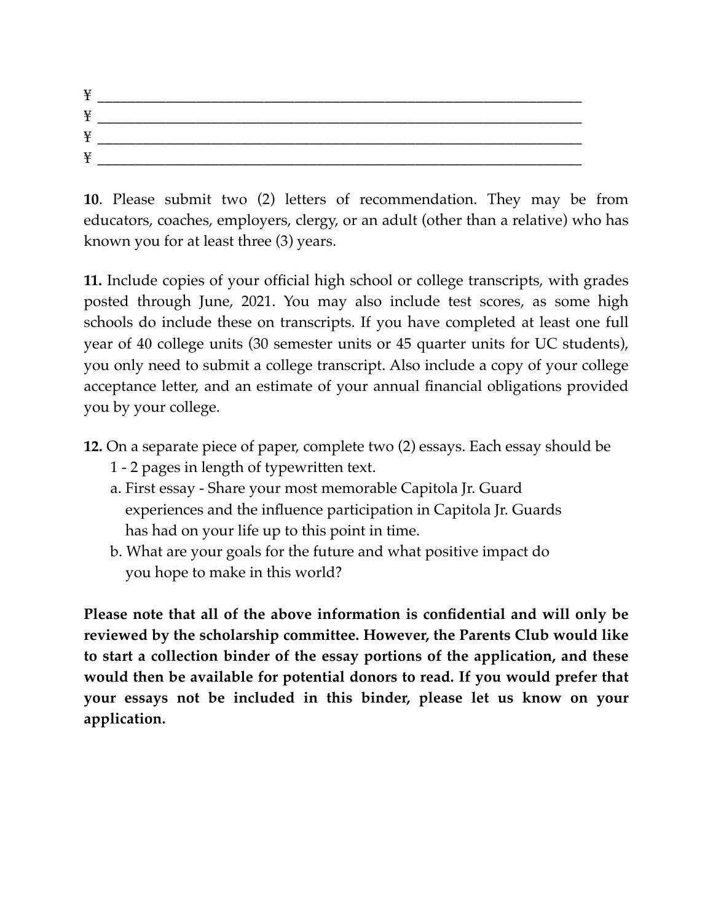¥ ______________________________________________________________________

¥ ______________________________________________________________________

¥ ______________________________________________________________________

¥ ______________________________________________________________________

**10**. Please submit two (2) letters of recommendation. They may be from educators, coaches, employers, clergy, or an adult (other than a relative) who has known you for at least three (3) years.

**11.** Include copies of your official high school or college transcripts, with grades posted through June, 2021. You may also include test scores, as some high schools do include these on transcripts. If you have completed at least one full year of 40 college units (30 semester units or 45 quarter units for UC students), you only need to submit a college transcript. Also include a copy of your college acceptance letter, and an estimate of your annual financial obligations provided you by your college.

**12.** On a separate piece of paper, complete two (2) essays. Each essay should be 1 - 2 pages in length of typewritten text.

a. First essay - Share your most memorable Capitola Jr. Guard experiences and the influence participation in Capitola Jr. Guards has had on your life up to this point in time.

b. What are your goals for the future and what positive impact do you hope to make in this world?

**Please note that all of the above information is confidential and will only be reviewed by the scholarship committee. However, the Parents Club would like to start a collection binder of the essay portions of the application, and these would then be available for potential donors to read. If you would prefer that your essays not be included in this binder, please let us know on your application.**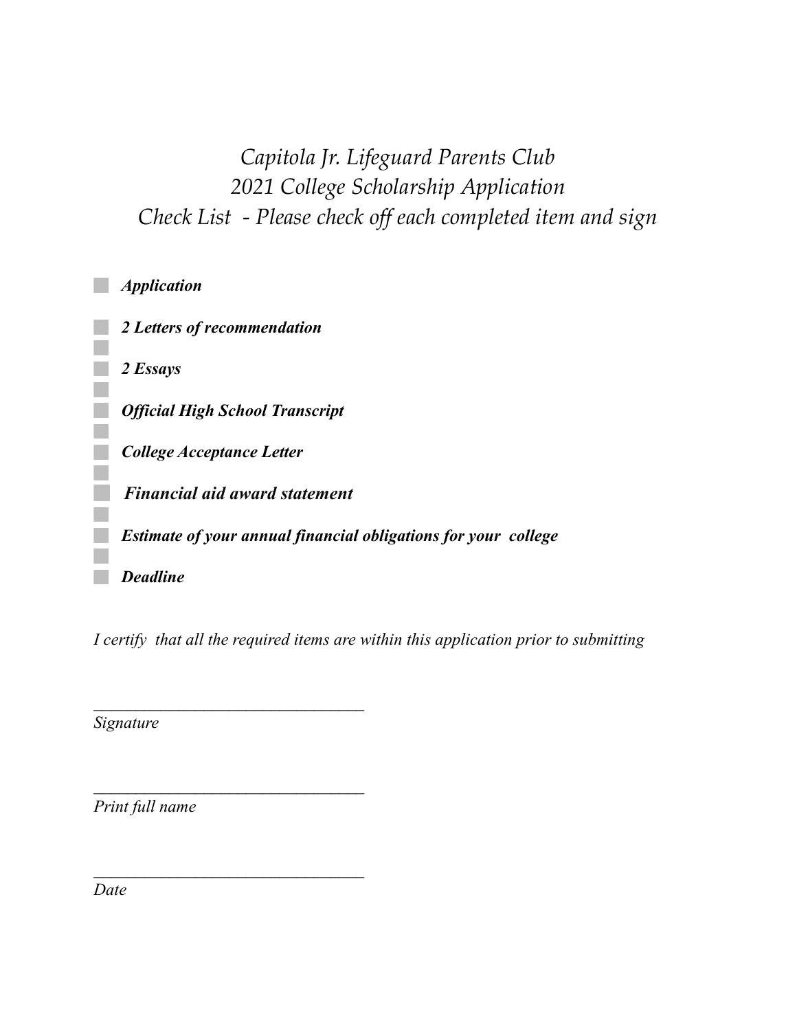*Capitola Jr. Lifeguard Parents Club*
*2021 College Scholarship Application*
*Check List - Please check off each completed item and sign*

- [ ] ***Application***
- [ ] ***2 Letters of recommendation***
- [ ] ***2 Essays***
- [ ] ***Official High School Transcript***
- [ ] ***College Acceptance Letter***
- [ ] ***Financial aid award statement***
- [ ] ***Estimate of your annual financial obligations for your college***
- [ ] ***Deadline***

*I certify that all the required items are within this application prior to submitting*

_________________________________
*Signature*

_________________________________
*Print full name*

_________________________________
*Date*